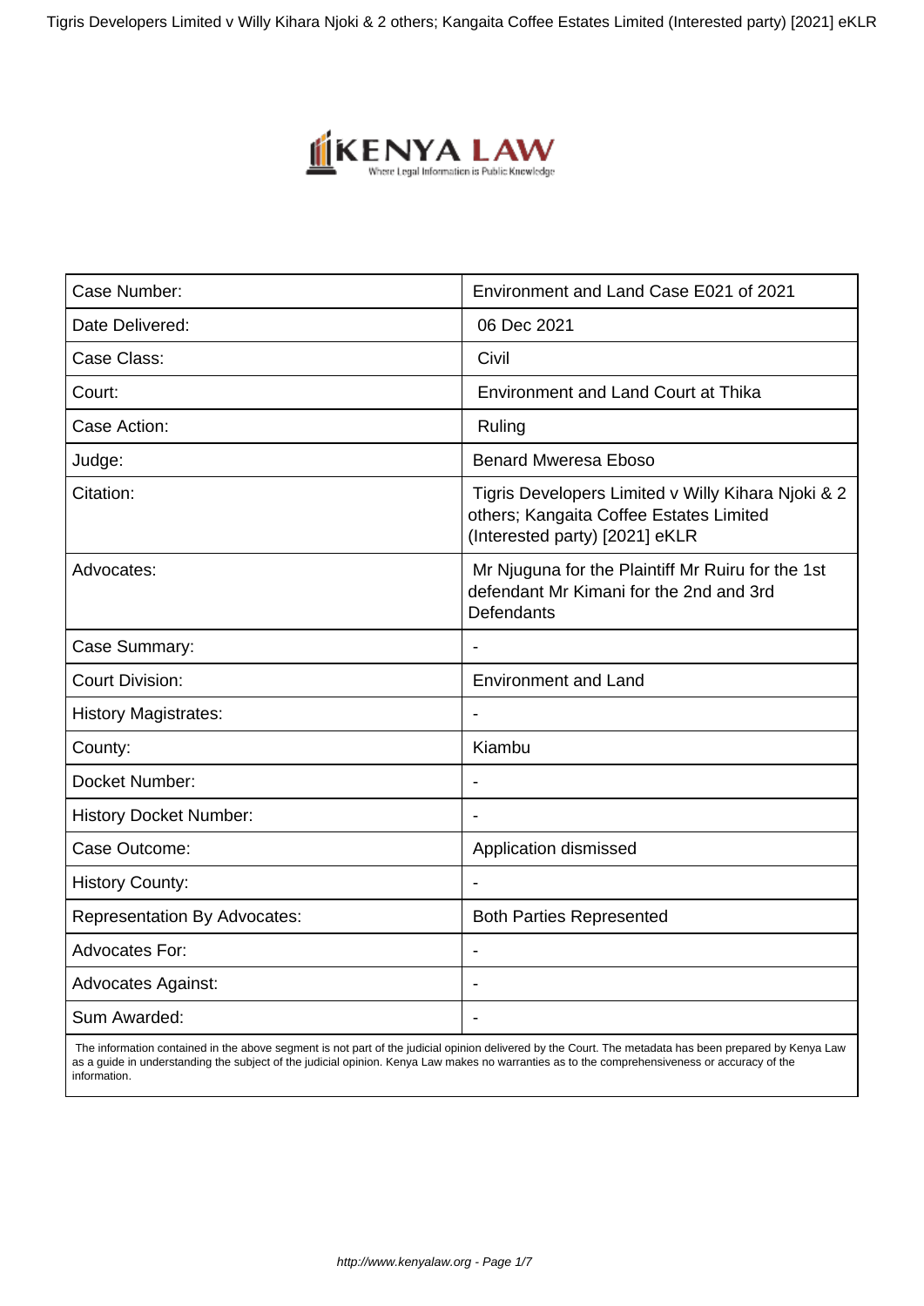| Case Number: | Environment and Land Case E021 of 2021 |
|---|---|
| Date Delivered: | 06 Dec 2021 |
| Case Class: | Civil |
| Court: | Environment and Land Court at Thika |
| Case Action: | Ruling |
| Judge: | Benard Mweresa Eboso |
| Citation: | Tigris Developers Limited v Willy Kihara Njoki & 2 others; Kangaita Coffee Estates Limited (Interested party) [2021] eKLR |
| Advocates: | Mr Njuguna for the Plaintiff Mr Ruiru for the 1st defendant Mr Kimani for the 2nd and 3rd Defendants |
| Case Summary: | - |
| Court Division: | Environment and Land |
| History Magistrates: | - |
| County: | Kiambu |
| Docket Number: | - |
| History Docket Number: | - |
| Case Outcome: | Application dismissed |
| History County: | - |
| Representation By Advocates: | Both Parties Represented |
| Advocates For: | - |
| Advocates Against: | - |
| Sum Awarded: | - |

The information contained in the above segment is not part of the judicial opinion delivered by the Court. The metadata has been prepared by Kenya Law as a guide in understanding the subject of the judicial opinion. Kenya Law makes no warranties as to the comprehensiveness or accuracy of the information.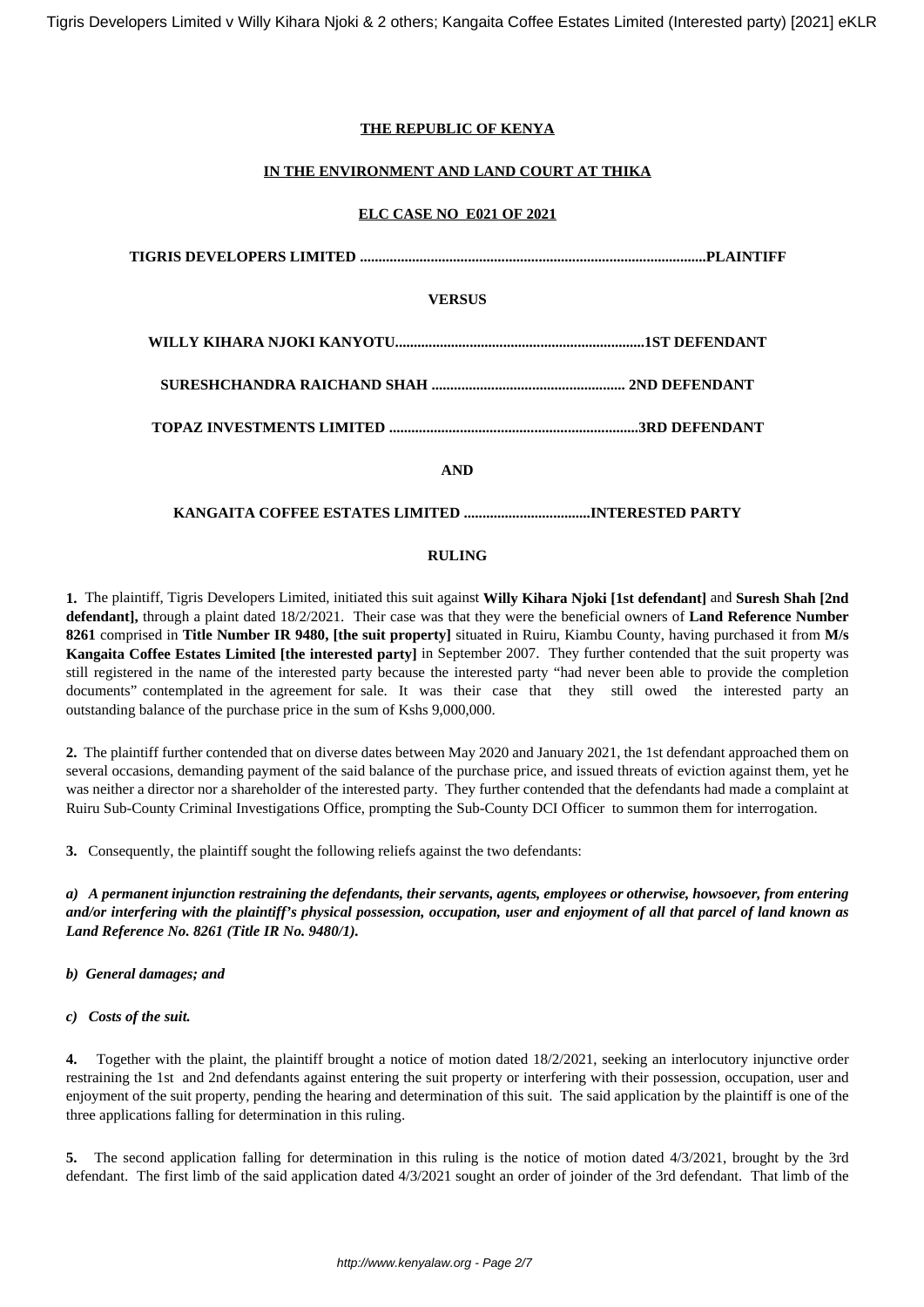**THE REPUBLIC OF KENYA**

**IN THE ENVIRONMENT AND LAND COURT AT THIKA**

**ELC CASE NO E021 OF 2021**

**TIGRIS DEVELOPERS LIMITED ............................................................................................PLAINTIFF**

**VERSUS**

**WILLY KIHARA NJOKI KANYOTU..................................................................1ST DEFENDANT**

**SURESHCHANDRA RAICHAND SHAH .................................................... 2ND DEFENDANT**

**TOPAZ INVESTMENTS LIMITED ..................................................................3RD DEFENDANT**

**AND**

**KANGAITA COFFEE ESTATES LIMITED ..................................INTERESTED PARTY**

**RULING**

**1.** The plaintiff, Tigris Developers Limited, initiated this suit against **Willy Kihara Njoki [1st defendant]** and **Suresh Shah [2nd defendant],** through a plaint dated 18/2/2021. Their case was that they were the beneficial owners of **Land Reference Number 8261** comprised in **Title Number IR 9480, [the suit property]** situated in Ruiru, Kiambu County, having purchased it from **M/s Kangaita Coffee Estates Limited [the interested party]** in September 2007. They further contended that the suit property was still registered in the name of the interested party because the interested party "had never been able to provide the completion documents" contemplated in the agreement for sale. It was their case that they still owed the interested party an outstanding balance of the purchase price in the sum of Kshs 9,000,000.

**2.** The plaintiff further contended that on diverse dates between May 2020 and January 2021, the 1st defendant approached them on several occasions, demanding payment of the said balance of the purchase price, and issued threats of eviction against them, yet he was neither a director nor a shareholder of the interested party. They further contended that the defendants had made a complaint at Ruiru Sub-County Criminal Investigations Office, prompting the Sub-County DCI Officer to summon them for interrogation.

**3.** Consequently, the plaintiff sought the following reliefs against the two defendants:

***a) A permanent injunction restraining the defendants, their servants, agents, employees or otherwise, howsoever, from entering and/or interfering with the plaintiff's physical possession, occupation, user and enjoyment of all that parcel of land known as Land Reference No. 8261 (Title IR No. 9480/1).***

***b) General damages; and***

***c) Costs of the suit.***

**4.** Together with the plaint, the plaintiff brought a notice of motion dated 18/2/2021, seeking an interlocutory injunctive order restraining the 1st and 2nd defendants against entering the suit property or interfering with their possession, occupation, user and enjoyment of the suit property, pending the hearing and determination of this suit. The said application by the plaintiff is one of the three applications falling for determination in this ruling.

**5.** The second application falling for determination in this ruling is the notice of motion dated 4/3/2021, brought by the 3rd defendant. The first limb of the said application dated 4/3/2021 sought an order of joinder of the 3rd defendant. That limb of the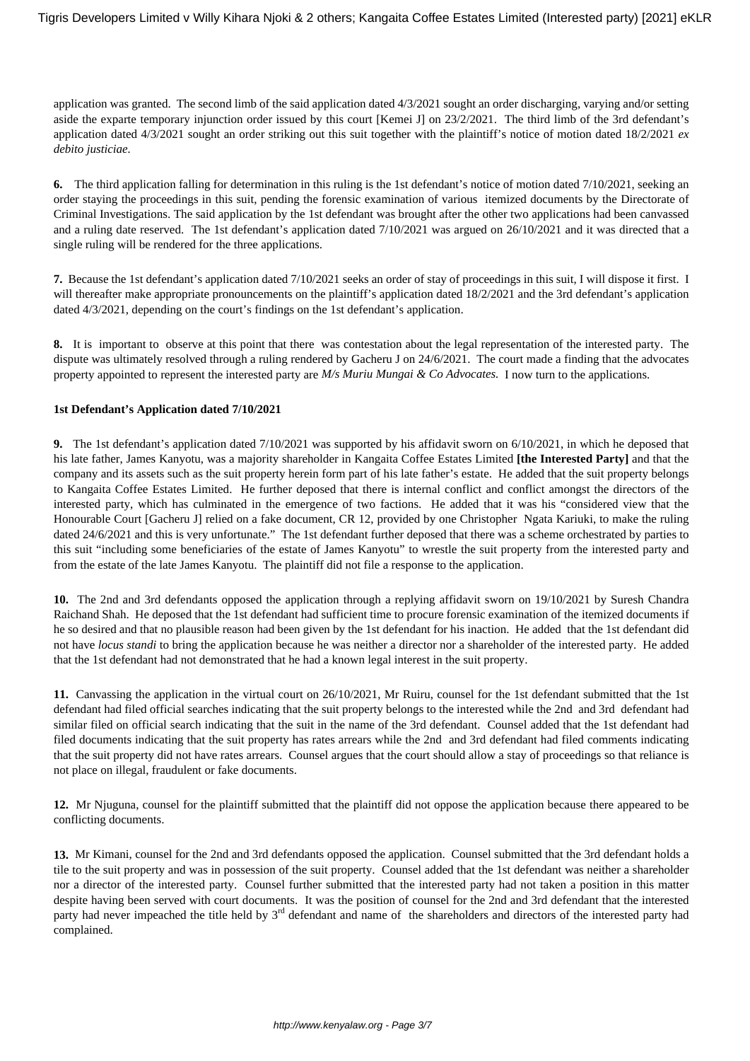application was granted. The second limb of the said application dated 4/3/2021 sought an order discharging, varying and/or setting aside the exparte temporary injunction order issued by this court [Kemei J] on 23/2/2021. The third limb of the 3rd defendant's application dated 4/3/2021 sought an order striking out this suit together with the plaintiff's notice of motion dated 18/2/2021 *ex debito justiciae*.

**6.** The third application falling for determination in this ruling is the 1st defendant's notice of motion dated 7/10/2021, seeking an order staying the proceedings in this suit, pending the forensic examination of various itemized documents by the Directorate of Criminal Investigations. The said application by the 1st defendant was brought after the other two applications had been canvassed and a ruling date reserved. The 1st defendant's application dated 7/10/2021 was argued on 26/10/2021 and it was directed that a single ruling will be rendered for the three applications.

**7.** Because the 1st defendant's application dated 7/10/2021 seeks an order of stay of proceedings in this suit, I will dispose it first. I will thereafter make appropriate pronouncements on the plaintiff's application dated 18/2/2021 and the 3rd defendant's application dated 4/3/2021, depending on the court's findings on the 1st defendant's application.

**8.** It is important to observe at this point that there was contestation about the legal representation of the interested party. The dispute was ultimately resolved through a ruling rendered by Gacheru J on 24/6/2021. The court made a finding that the advocates property appointed to represent the interested party are *M/s Muriu Mungai & Co Advocates.* I now turn to the applications.

**1st Defendant's Application dated 7/10/2021**

**9.** The 1st defendant's application dated 7/10/2021 was supported by his affidavit sworn on 6/10/2021, in which he deposed that his late father, James Kanyotu, was a majority shareholder in Kangaita Coffee Estates Limited **[the Interested Party]** and that the company and its assets such as the suit property herein form part of his late father's estate. He added that the suit property belongs to Kangaita Coffee Estates Limited. He further deposed that there is internal conflict and conflict amongst the directors of the interested party, which has culminated in the emergence of two factions. He added that it was his "considered view that the Honourable Court [Gacheru J] relied on a fake document, CR 12, provided by one Christopher Ngata Kariuki, to make the ruling dated 24/6/2021 and this is very unfortunate." The 1st defendant further deposed that there was a scheme orchestrated by parties to this suit "including some beneficiaries of the estate of James Kanyotu" to wrestle the suit property from the interested party and from the estate of the late James Kanyotu. The plaintiff did not file a response to the application.

**10.** The 2nd and 3rd defendants opposed the application through a replying affidavit sworn on 19/10/2021 by Suresh Chandra Raichand Shah. He deposed that the 1st defendant had sufficient time to procure forensic examination of the itemized documents if he so desired and that no plausible reason had been given by the 1st defendant for his inaction. He added that the 1st defendant did not have *locus standi* to bring the application because he was neither a director nor a shareholder of the interested party. He added that the 1st defendant had not demonstrated that he had a known legal interest in the suit property.

**11.** Canvassing the application in the virtual court on 26/10/2021, Mr Ruiru, counsel for the 1st defendant submitted that the 1st defendant had filed official searches indicating that the suit property belongs to the interested while the 2nd and 3rd defendant had similar filed on official search indicating that the suit in the name of the 3rd defendant. Counsel added that the 1st defendant had filed documents indicating that the suit property has rates arrears while the 2nd and 3rd defendant had filed comments indicating that the suit property did not have rates arrears. Counsel argues that the court should allow a stay of proceedings so that reliance is not place on illegal, fraudulent or fake documents.

**12.** Mr Njuguna, counsel for the plaintiff submitted that the plaintiff did not oppose the application because there appeared to be conflicting documents.

**13.** Mr Kimani, counsel for the 2nd and 3rd defendants opposed the application. Counsel submitted that the 3rd defendant holds a tile to the suit property and was in possession of the suit property. Counsel added that the 1st defendant was neither a shareholder nor a director of the interested party. Counsel further submitted that the interested party had not taken a position in this matter despite having been served with court documents. It was the position of counsel for the 2nd and 3rd defendant that the interested party had never impeached the title held by 3rd defendant and name of the shareholders and directors of the interested party had complained.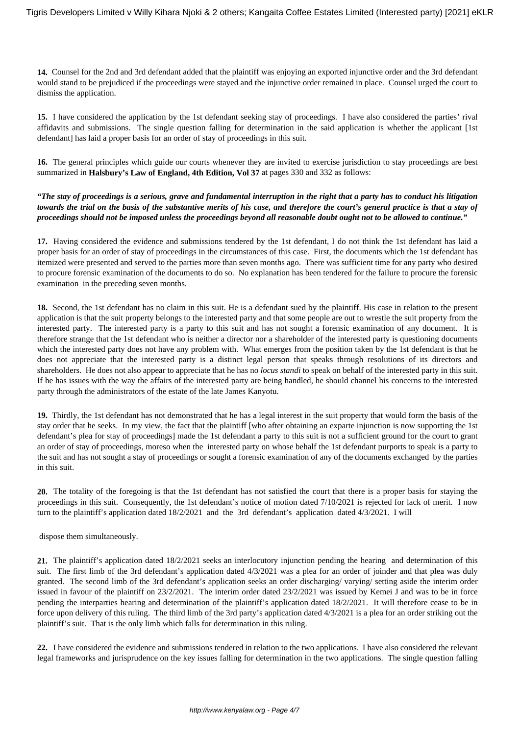**14.** Counsel for the 2nd and 3rd defendant added that the plaintiff was enjoying an exported injunctive order and the 3rd defendant would stand to be prejudiced if the proceedings were stayed and the injunctive order remained in place. Counsel urged the court to dismiss the application.

**15.** I have considered the application by the 1st defendant seeking stay of proceedings. I have also considered the parties' rival affidavits and submissions. The single question falling for determination in the said application is whether the applicant [1st defendant] has laid a proper basis for an order of stay of proceedings in this suit.

**16.** The general principles which guide our courts whenever they are invited to exercise jurisdiction to stay proceedings are best summarized in **Halsbury's Law of England, 4th Edition, Vol 37** at pages 330 and 332 as follows:

***"The stay of proceedings is a serious, grave and fundamental interruption in the right that a party has to conduct his litigation towards the trial on the basis of the substantive merits of his case, and therefore the court's general practice is that a stay of proceedings should not be imposed unless the proceedings beyond all reasonable doubt ought not to be allowed to continue."***

**17.** Having considered the evidence and submissions tendered by the 1st defendant, I do not think the 1st defendant has laid a proper basis for an order of stay of proceedings in the circumstances of this case. First, the documents which the 1st defendant has itemized were presented and served to the parties more than seven months ago. There was sufficient time for any party who desired to procure forensic examination of the documents to do so. No explanation has been tendered for the failure to procure the forensic examination in the preceding seven months.

**18.** Second, the 1st defendant has no claim in this suit. He is a defendant sued by the plaintiff. His case in relation to the present application is that the suit property belongs to the interested party and that some people are out to wrestle the suit property from the interested party. The interested party is a party to this suit and has not sought a forensic examination of any document. It is therefore strange that the 1st defendant who is neither a director nor a shareholder of the interested party is questioning documents which the interested party does not have any problem with. What emerges from the position taken by the 1st defendant is that he does not appreciate that the interested party is a distinct legal person that speaks through resolutions of its directors and shareholders. He does not also appear to appreciate that he has no *locus standi* to speak on behalf of the interested party in this suit. If he has issues with the way the affairs of the interested party are being handled, he should channel his concerns to the interested party through the administrators of the estate of the late James Kanyotu.

**19.** Thirdly, the 1st defendant has not demonstrated that he has a legal interest in the suit property that would form the basis of the stay order that he seeks. In my view, the fact that the plaintiff [who after obtaining an exparte injunction is now supporting the 1st defendant's plea for stay of proceedings] made the 1st defendant a party to this suit is not a sufficient ground for the court to grant an order of stay of proceedings, moreso when the interested party on whose behalf the 1st defendant purports to speak is a party to the suit and has not sought a stay of proceedings or sought a forensic examination of any of the documents exchanged by the parties in this suit.

**20.** The totality of the foregoing is that the 1st defendant has not satisfied the court that there is a proper basis for staying the proceedings in this suit. Consequently, the 1st defendant's notice of motion dated 7/10/2021 is rejected for lack of merit. I now turn to the plaintiff's application dated 18/2/2021 and the 3rd defendant's application dated 4/3/2021. I will dispose them simultaneously.

**21.** The plaintiff's application dated 18/2/2021 seeks an interlocutory injunction pending the hearing and determination of this suit. The first limb of the 3rd defendant's application dated 4/3/2021 was a plea for an order of joinder and that plea was duly granted. The second limb of the 3rd defendant's application seeks an order discharging/ varying/ setting aside the interim order issued in favour of the plaintiff on 23/2/2021. The interim order dated 23/2/2021 was issued by Kemei J and was to be in force pending the interparties hearing and determination of the plaintiff's application dated 18/2/2021. It will therefore cease to be in force upon delivery of this ruling. The third limb of the 3rd party's application dated 4/3/2021 is a plea for an order striking out the plaintiff's suit. That is the only limb which falls for determination in this ruling.

**22.** I have considered the evidence and submissions tendered in relation to the two applications. I have also considered the relevant legal frameworks and jurisprudence on the key issues falling for determination in the two applications. The single question falling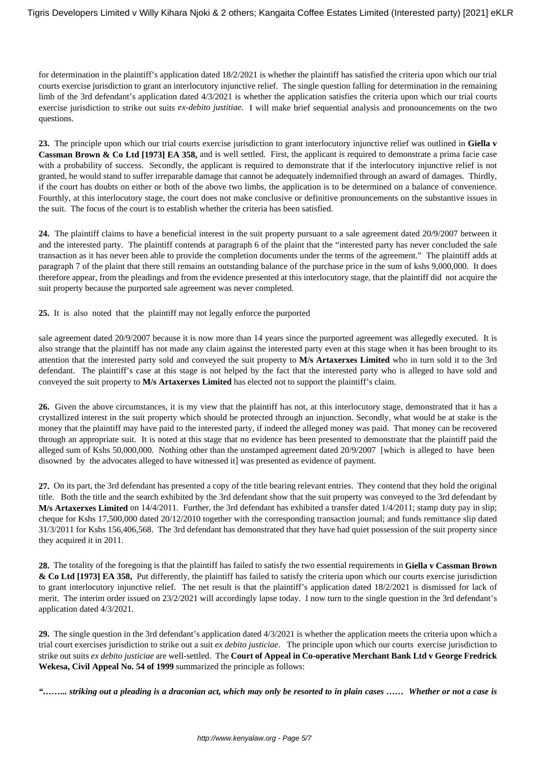for determination in the plaintiff's application dated 18/2/2021 is whether the plaintiff has satisfied the criteria upon which our trial courts exercise jurisdiction to grant an interlocutory injunctive relief. The single question falling for determination in the remaining limb of the 3rd defendant's application dated 4/3/2021 is whether the application satisfies the criteria upon which our trial courts exercise jurisdiction to strike out suits *ex-debito justitiae.* I will make brief sequential analysis and pronouncements on the two questions.

**23.** The principle upon which our trial courts exercise jurisdiction to grant interlocutory injunctive relief was outlined in **Giella v Cassman Brown & Co Ltd [1973] EA 358,** and is well settled. First, the applicant is required to demonstrate a prima facie case with a probability of success. Secondly, the applicant is required to demonstrate that if the interlocutory injunctive relief is not granted, he would stand to suffer irreparable damage that cannot be adequately indemnified through an award of damages. Thirdly, if the court has doubts on either or both of the above two limbs, the application is to be determined on a balance of convenience. Fourthly, at this interlocutory stage, the court does not make conclusive or definitive pronouncements on the substantive issues in the suit. The focus of the court is to establish whether the criteria has been satisfied.

**24.** The plaintiff claims to have a beneficial interest in the suit property pursuant to a sale agreement dated 20/9/2007 between it and the interested party. The plaintiff contends at paragraph 6 of the plaint that the "interested party has never concluded the sale transaction as it has never been able to provide the completion documents under the terms of the agreement." The plaintiff adds at paragraph 7 of the plaint that there still remains an outstanding balance of the purchase price in the sum of kshs 9,000,000. It does therefore appear, from the pleadings and from the evidence presented at this interlocutory stage, that the plaintiff did not acquire the suit property because the purported sale agreement was never completed.

**25.** It is also noted that the plaintiff may not legally enforce the purported sale agreement dated 20/9/2007 because it is now more than 14 years since the purported agreement was allegedly executed. It is also strange that the plaintiff has not made any claim against the interested party even at this stage when it has been brought to its attention that the interested party sold and conveyed the suit property to **M/s Artaxerxes Limited** who in turn sold it to the 3rd defendant. The plaintiff's case at this stage is not helped by the fact that the interested party who is alleged to have sold and conveyed the suit property to **M/s Artaxerxes Limited** has elected not to support the plaintiff's claim.

**26.** Given the above circumstances, it is my view that the plaintiff has not, at this interlocutory stage, demonstrated that it has a crystallized interest in the suit property which should be protected through an injunction. Secondly, what would be at stake is the money that the plaintiff may have paid to the interested party, if indeed the alleged money was paid. That money can be recovered through an appropriate suit. It is noted at this stage that no evidence has been presented to demonstrate that the plaintiff paid the alleged sum of Kshs 50,000,000. Nothing other than the unstamped agreement dated 20/9/2007 [which is alleged to have been disowned by the advocates alleged to have witnessed it] was presented as evidence of payment.

**27.** On its part, the 3rd defendant has presented a copy of the title bearing relevant entries. They contend that they hold the original title. Both the title and the search exhibited by the 3rd defendant show that the suit property was conveyed to the 3rd defendant by **M/s Artaxerxes Limited** on 14/4/2011. Further, the 3rd defendant has exhibited a transfer dated 1/4/2011; stamp duty pay in slip; cheque for Kshs 17,500,000 dated 20/12/2010 together with the corresponding transaction journal; and funds remittance slip dated 31/3/2011 for Kshs 156,406,568. The 3rd defendant has demonstrated that they have had quiet possession of the suit property since they acquired it in 2011.

**28.** The totality of the foregoing is that the plaintiff has failed to satisfy the two essential requirements in **Giella v Cassman Brown & Co Ltd [1973] EA 358,** Put differently, the plaintiff has failed to satisfy the criteria upon which our courts exercise jurisdiction to grant interlocutory injunctive relief. The net result is that the plaintiff's application dated 18/2/2021 is dismissed for lack of merit. The interim order issued on 23/2/2021 will accordingly lapse today. I now turn to the single question in the 3rd defendant's application dated 4/3/2021.

**29.** The single question in the 3rd defendant's application dated 4/3/2021 is whether the application meets the criteria upon which a trial court exercises jurisdiction to strike out a suit *ex debito justiciae*. The principle upon which our courts exercise jurisdiction to strike out suits *ex debito justiciae* are well-settled. The **Court of Appeal in Co-operative Merchant Bank Ltd v George Fredrick Wekesa, Civil Appeal No. 54 of 1999** summarized the principle as follows:

***"…….. striking out a pleading is a draconian act, which may only be resorted to in plain cases …… Whether or not a case is***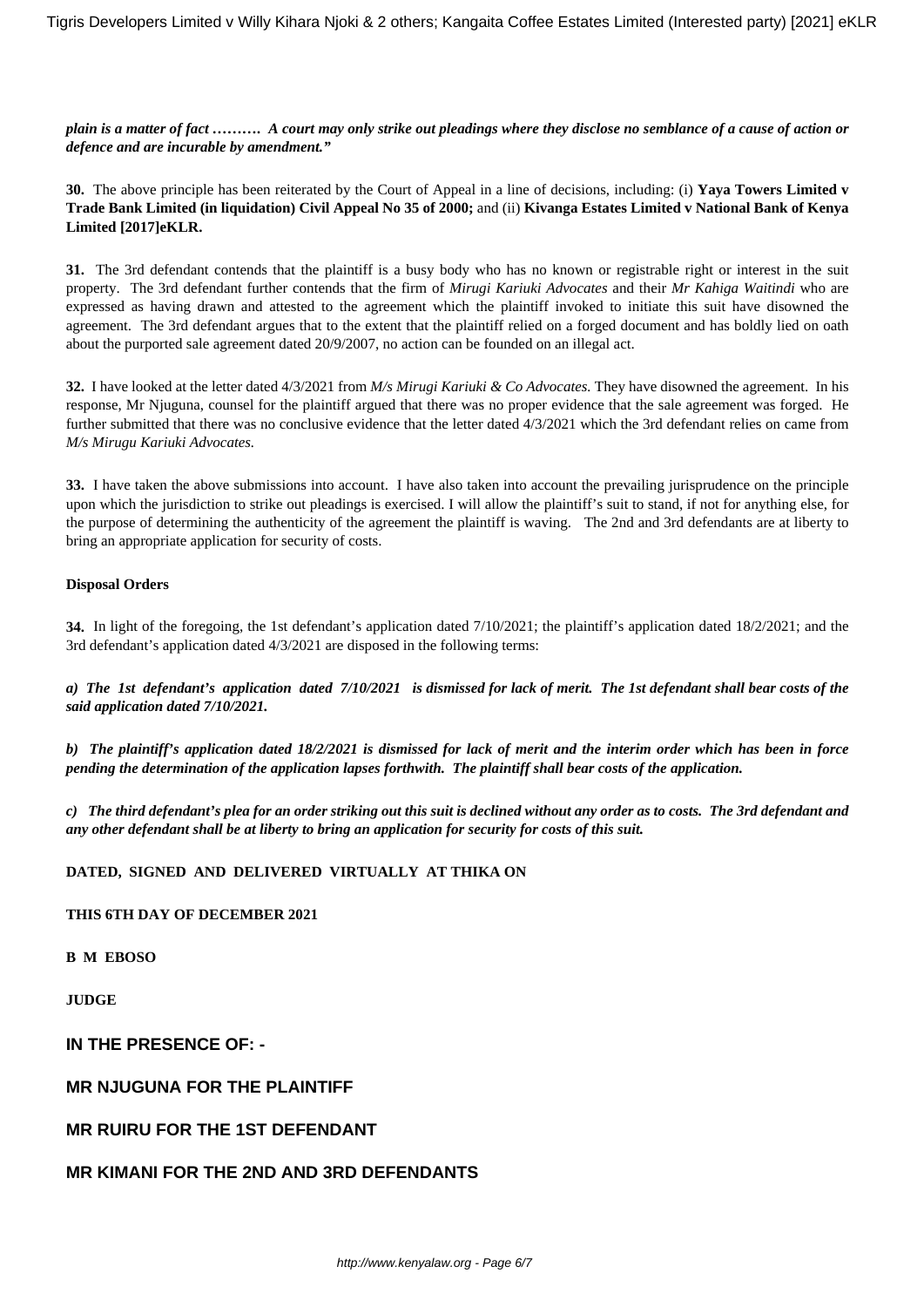***plain is a matter of fact ………. A court may only strike out pleadings where they disclose no semblance of a cause of action or defence and are incurable by amendment."***

**30.** The above principle has been reiterated by the Court of Appeal in a line of decisions, including: (i) **Yaya Towers Limited v Trade Bank Limited (in liquidation) Civil Appeal No 35 of 2000;** and (ii) **Kivanga Estates Limited v National Bank of Kenya Limited [2017]eKLR.**

**31.** The 3rd defendant contends that the plaintiff is a busy body who has no known or registrable right or interest in the suit property. The 3rd defendant further contends that the firm of *Mirugi Kariuki Advocates* and their *Mr Kahiga Waitindi* who are expressed as having drawn and attested to the agreement which the plaintiff invoked to initiate this suit have disowned the agreement. The 3rd defendant argues that to the extent that the plaintiff relied on a forged document and has boldly lied on oath about the purported sale agreement dated 20/9/2007, no action can be founded on an illegal act.

**32.** I have looked at the letter dated 4/3/2021 from *M/s Mirugi Kariuki & Co Advocates.* They have disowned the agreement. In his response, Mr Njuguna, counsel for the plaintiff argued that there was no proper evidence that the sale agreement was forged. He further submitted that there was no conclusive evidence that the letter dated 4/3/2021 which the 3rd defendant relies on came from *M/s Mirugu Kariuki Advocates.*

**33.** I have taken the above submissions into account. I have also taken into account the prevailing jurisprudence on the principle upon which the jurisdiction to strike out pleadings is exercised. I will allow the plaintiff's suit to stand, if not for anything else, for the purpose of determining the authenticity of the agreement the plaintiff is waving. The 2nd and 3rd defendants are at liberty to bring an appropriate application for security of costs.

**Disposal Orders**

**34.** In light of the foregoing, the 1st defendant's application dated 7/10/2021; the plaintiff's application dated 18/2/2021; and the 3rd defendant's application dated 4/3/2021 are disposed in the following terms:

***a) The 1st defendant's application dated 7/10/2021 is dismissed for lack of merit. The 1st defendant shall bear costs of the said application dated 7/10/2021.***

***b) The plaintiff's application dated 18/2/2021 is dismissed for lack of merit and the interim order which has been in force pending the determination of the application lapses forthwith. The plaintiff shall bear costs of the application.***

***c) The third defendant's plea for an order striking out this suit is declined without any order as to costs. The 3rd defendant and any other defendant shall be at liberty to bring an application for security for costs of this suit.***

**DATED, SIGNED AND DELIVERED VIRTUALLY AT THIKA ON**

**THIS 6TH DAY OF DECEMBER 2021**

**B M EBOSO**

**JUDGE**

**IN THE PRESENCE OF: -**

**MR NJUGUNA FOR THE PLAINTIFF**

**MR RUIRU FOR THE 1ST DEFENDANT**

**MR KIMANI FOR THE 2ND AND 3RD DEFENDANTS**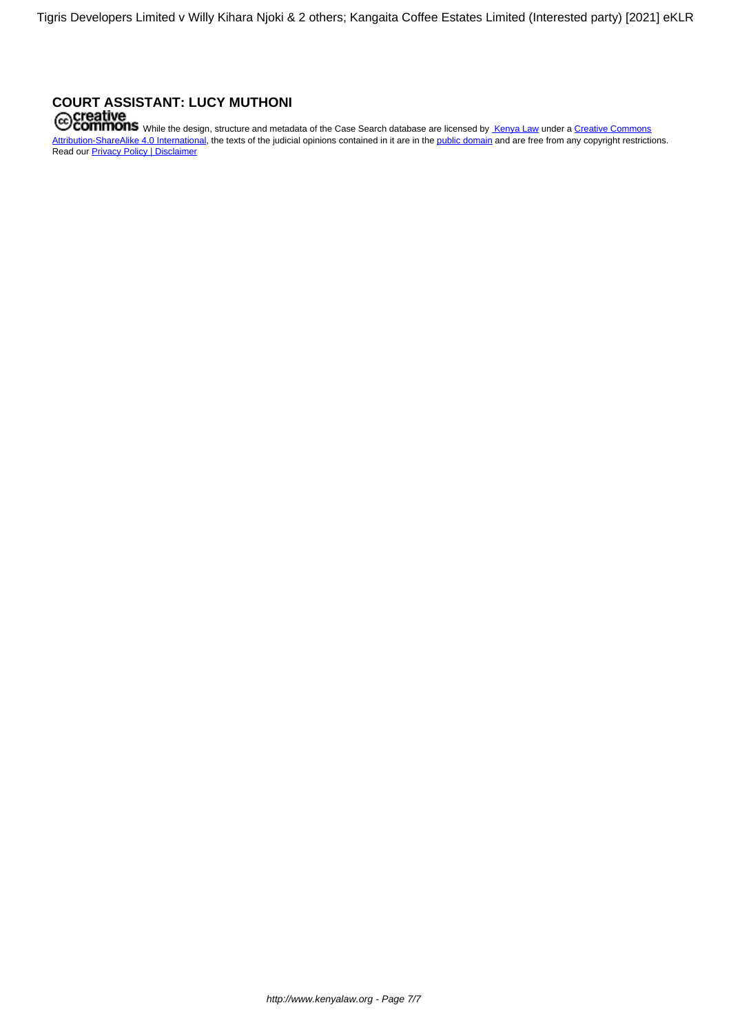**COURT ASSISTANT: LUCY MUTHONI**

While the design, structure and metadata of the Case Search database are licensed by Kenya Law under a Creative Commons Attribution-ShareAlike 4.0 International, the texts of the judicial opinions contained in it are in the public domain and are free from any copyright restrictions. Read our Privacy Policy | Disclaimer